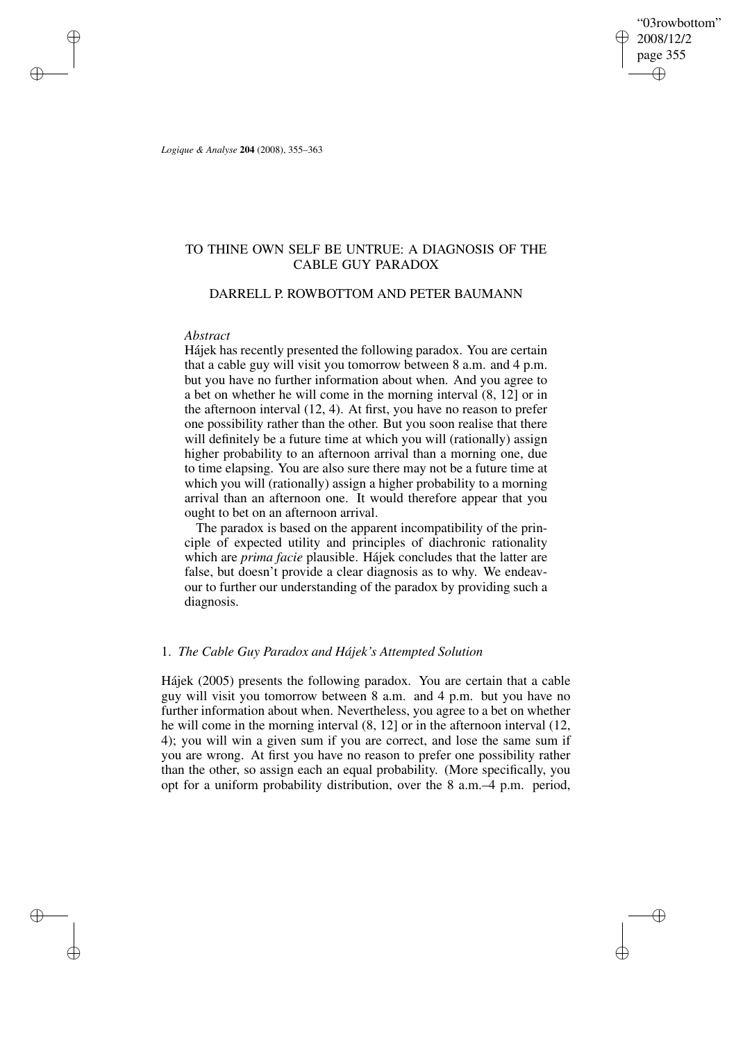# TO THINE OWN SELF BE UNTRUE: A DIAGNOSIS OF THE CABLE GUY PARADOX

## DARRELL P. ROWBOTTOM AND PETER BAUMANN

*Abstract*

Hájek has recently presented the following paradox. You are certain that a cable guy will visit you tomorrow between 8 a.m. and 4 p.m. but you have no further information about when. And you agree to a bet on whether he will come in the morning interval (8, 12] or in the afternoon interval (12, 4). At first, you have no reason to prefer one possibility rather than the other. But you soon realise that there will definitely be a future time at which you will (rationally) assign higher probability to an afternoon arrival than a morning one, due to time elapsing. You are also sure there may not be a future time at which you will (rationally) assign a higher probability to a morning arrival than an afternoon one. It would therefore appear that you ought to bet on an afternoon arrival.

The paradox is based on the apparent incompatibility of the principle of expected utility and principles of diachronic rationality which are *prima facie* plausible. Hájek concludes that the latter are false, but doesn't provide a clear diagnosis as to why. We endeavour to further our understanding of the paradox by providing such a diagnosis.

### 1. *The Cable Guy Paradox and Hájek's Attempted Solution*

Hájek (2005) presents the following paradox. You are certain that a cable guy will visit you tomorrow between 8 a.m. and 4 p.m. but you have no further information about when. Nevertheless, you agree to a bet on whether he will come in the morning interval (8, 12] or in the afternoon interval (12, 4); you will win a given sum if you are correct, and lose the same sum if you are wrong. At first you have no reason to prefer one possibility rather than the other, so assign each an equal probability. (More specifically, you opt for a uniform probability distribution, over the 8 a.m.–4 p.m. period,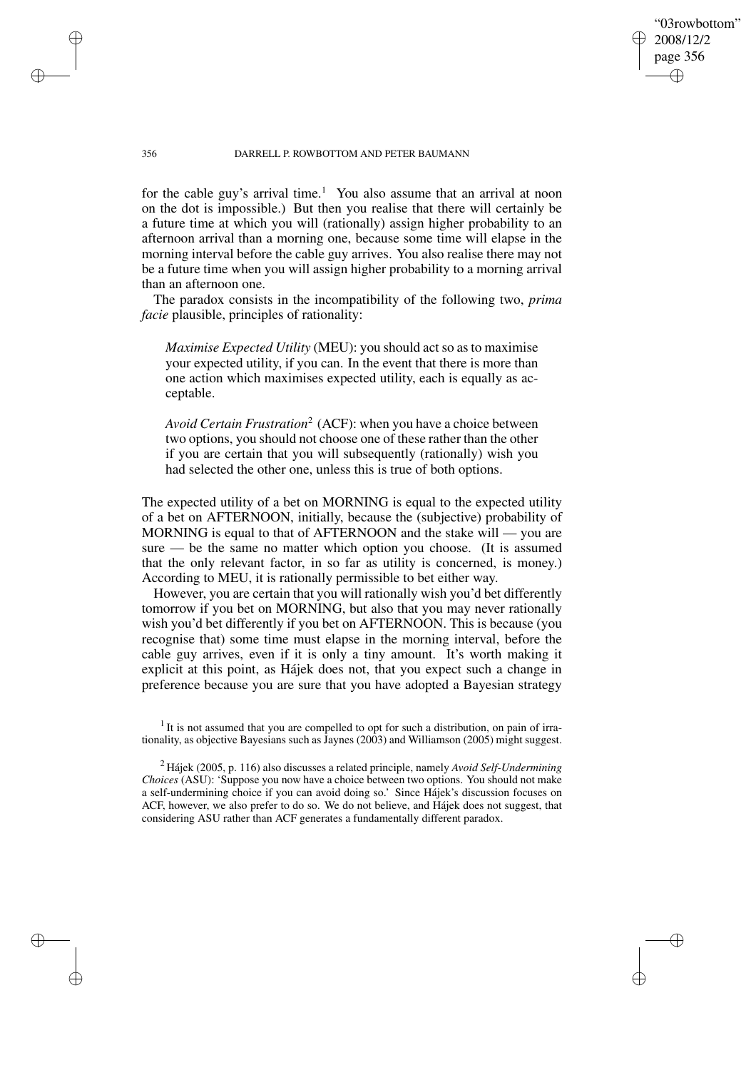for the cable guy's arrival time.[1] You also assume that an arrival at noon on the dot is impossible.) But then you realise that there will certainly be a future time at which you will (rationally) assign higher probability to an afternoon arrival than a morning one, because some time will elapse in the morning interval before the cable guy arrives. You also realise there may not be a future time when you will assign higher probability to a morning arrival than an afternoon one.

The paradox consists in the incompatibility of the following two, *prima facie* plausible, principles of rationality:

> *Maximise Expected Utility* (MEU): you should act so as to maximise your expected utility, if you can. In the event that there is more than one action which maximises expected utility, each is equally as acceptable.
>
> *Avoid Certain Frustration*[2] (ACF): when you have a choice between two options, you should not choose one of these rather than the other if you are certain that you will subsequently (rationally) wish you had selected the other one, unless this is true of both options.

The expected utility of a bet on MORNING is equal to the expected utility of a bet on AFTERNOON, initially, because the (subjective) probability of MORNING is equal to that of AFTERNOON and the stake will — you are sure — be the same no matter which option you choose. (It is assumed that the only relevant factor, in so far as utility is concerned, is money.) According to MEU, it is rationally permissible to bet either way.

However, you are certain that you will rationally wish you'd bet differently tomorrow if you bet on MORNING, but also that you may never rationally wish you'd bet differently if you bet on AFTERNOON. This is because (you recognise that) some time must elapse in the morning interval, before the cable guy arrives, even if it is only a tiny amount. It's worth making it explicit at this point, as Hájek does not, that you expect such a change in preference because you are sure that you have adopted a Bayesian strategy

[1] It is not assumed that you are compelled to opt for such a distribution, on pain of irrationality, as objective Bayesians such as Jaynes (2003) and Williamson (2005) might suggest.

[2] Hájek (2005, p. 116) also discusses a related principle, namely *Avoid Self-Undermining Choices* (ASU): 'Suppose you now have a choice between two options. You should not make a self-undermining choice if you can avoid doing so.' Since Hájek's discussion focuses on ACF, however, we also prefer to do so. We do not believe, and Hájek does not suggest, that considering ASU rather than ACF generates a fundamentally different paradox.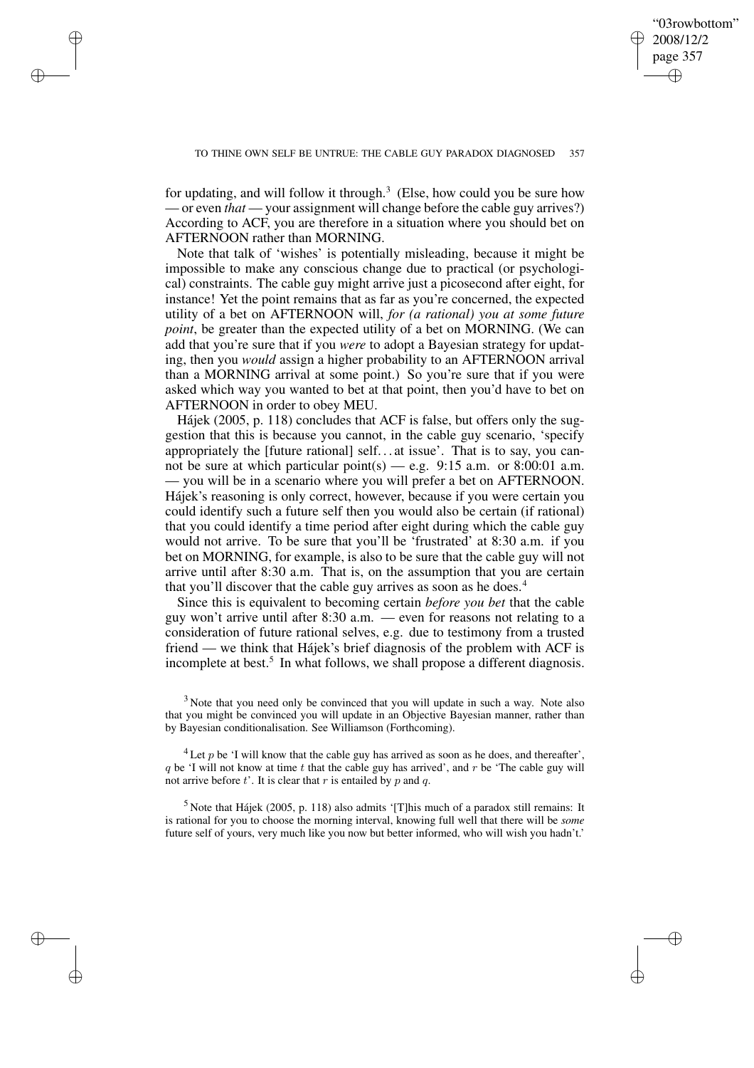for updating, and will follow it through.[3] (Else, how could you be sure how — or even *that* — your assignment will change before the cable guy arrives?) According to ACF, you are therefore in a situation where you should bet on AFTERNOON rather than MORNING.

Note that talk of 'wishes' is potentially misleading, because it might be impossible to make any conscious change due to practical (or psychological) constraints. The cable guy might arrive just a picosecond after eight, for instance! Yet the point remains that as far as you're concerned, the expected utility of a bet on AFTERNOON will, *for (a rational) you at some future point*, be greater than the expected utility of a bet on MORNING. (We can add that you're sure that if you *were* to adopt a Bayesian strategy for updating, then you *would* assign a higher probability to an AFTERNOON arrival than a MORNING arrival at some point.) So you're sure that if you were asked which way you wanted to bet at that point, then you'd have to bet on AFTERNOON in order to obey MEU.

Hájek (2005, p. 118) concludes that ACF is false, but offers only the suggestion that this is because you cannot, in the cable guy scenario, 'specify appropriately the [future rational] self. . . at issue'. That is to say, you cannot be sure at which particular point(s) — e.g. 9:15 a.m. or 8:00:01 a.m. — you will be in a scenario where you will prefer a bet on AFTERNOON. Hájek's reasoning is only correct, however, because if you were certain you could identify such a future self then you would also be certain (if rational) that you could identify a time period after eight during which the cable guy would not arrive. To be sure that you'll be 'frustrated' at 8:30 a.m. if you bet on MORNING, for example, is also to be sure that the cable guy will not arrive until after 8:30 a.m. That is, on the assumption that you are certain that you'll discover that the cable guy arrives as soon as he does.[4]

Since this is equivalent to becoming certain *before you bet* that the cable guy won't arrive until after 8:30 a.m. — even for reasons not relating to a consideration of future rational selves, e.g. due to testimony from a trusted friend — we think that Hájek's brief diagnosis of the problem with ACF is incomplete at best.[5] In what follows, we shall propose a different diagnosis.

[3] Note that you need only be convinced that you will update in such a way. Note also that you might be convinced you will update in an Objective Bayesian manner, rather than by Bayesian conditionalisation. See Williamson (Forthcoming).

[4] Let $p$ be 'I will know that the cable guy has arrived as soon as he does, and thereafter', $q$ be 'I will not know at time $t$ that the cable guy has arrived', and $r$ be 'The cable guy will not arrive before $t$'. It is clear that $r$ is entailed by $p$ and $q$.

[5] Note that Hájek (2005, p. 118) also admits '[T]his much of a paradox still remains: It is rational for you to choose the morning interval, knowing full well that there will be *some* future self of yours, very much like you now but better informed, who will wish you hadn't.'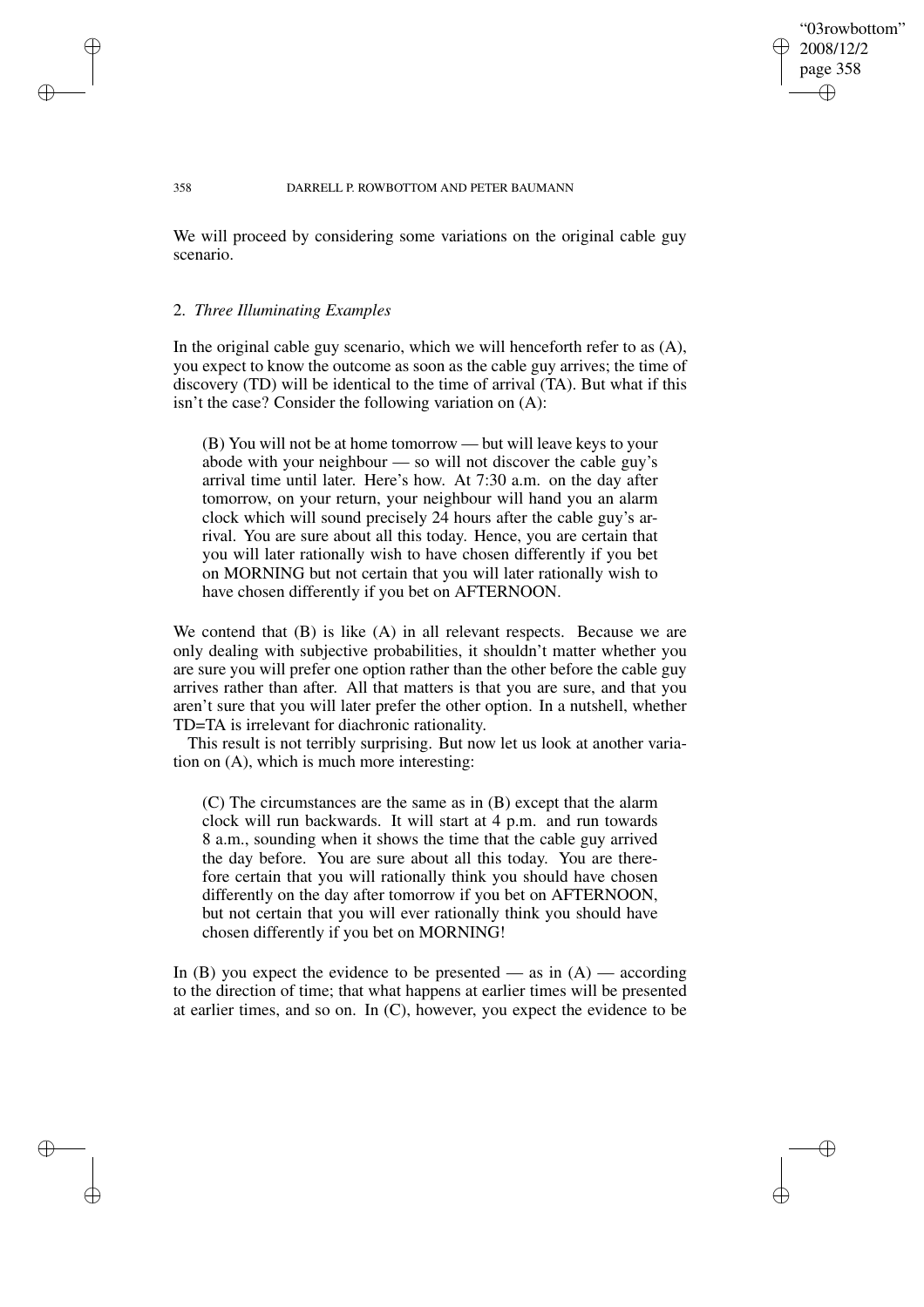We will proceed by considering some variations on the original cable guy scenario.

## 2. *Three Illuminating Examples*

In the original cable guy scenario, which we will henceforth refer to as (A), you expect to know the outcome as soon as the cable guy arrives; the time of discovery (TD) will be identical to the time of arrival (TA). But what if this isn't the case? Consider the following variation on (A):

> (B) You will not be at home tomorrow — but will leave keys to your abode with your neighbour — so will not discover the cable guy's arrival time until later. Here's how. At 7:30 a.m. on the day after tomorrow, on your return, your neighbour will hand you an alarm clock which will sound precisely 24 hours after the cable guy's arrival. You are sure about all this today. Hence, you are certain that you will later rationally wish to have chosen differently if you bet on MORNING but not certain that you will later rationally wish to have chosen differently if you bet on AFTERNOON.

We contend that (B) is like (A) in all relevant respects. Because we are only dealing with subjective probabilities, it shouldn't matter whether you are sure you will prefer one option rather than the other before the cable guy arrives rather than after. All that matters is that you are sure, and that you aren't sure that you will later prefer the other option. In a nutshell, whether TD=TA is irrelevant for diachronic rationality.

This result is not terribly surprising. But now let us look at another variation on (A), which is much more interesting:

> (C) The circumstances are the same as in (B) except that the alarm clock will run backwards. It will start at 4 p.m. and run towards 8 a.m., sounding when it shows the time that the cable guy arrived the day before. You are sure about all this today. You are therefore certain that you will rationally think you should have chosen differently on the day after tomorrow if you bet on AFTERNOON, but not certain that you will ever rationally think you should have chosen differently if you bet on MORNING!

In (B) you expect the evidence to be presented — as in (A) — according to the direction of time; that what happens at earlier times will be presented at earlier times, and so on. In (C), however, you expect the evidence to be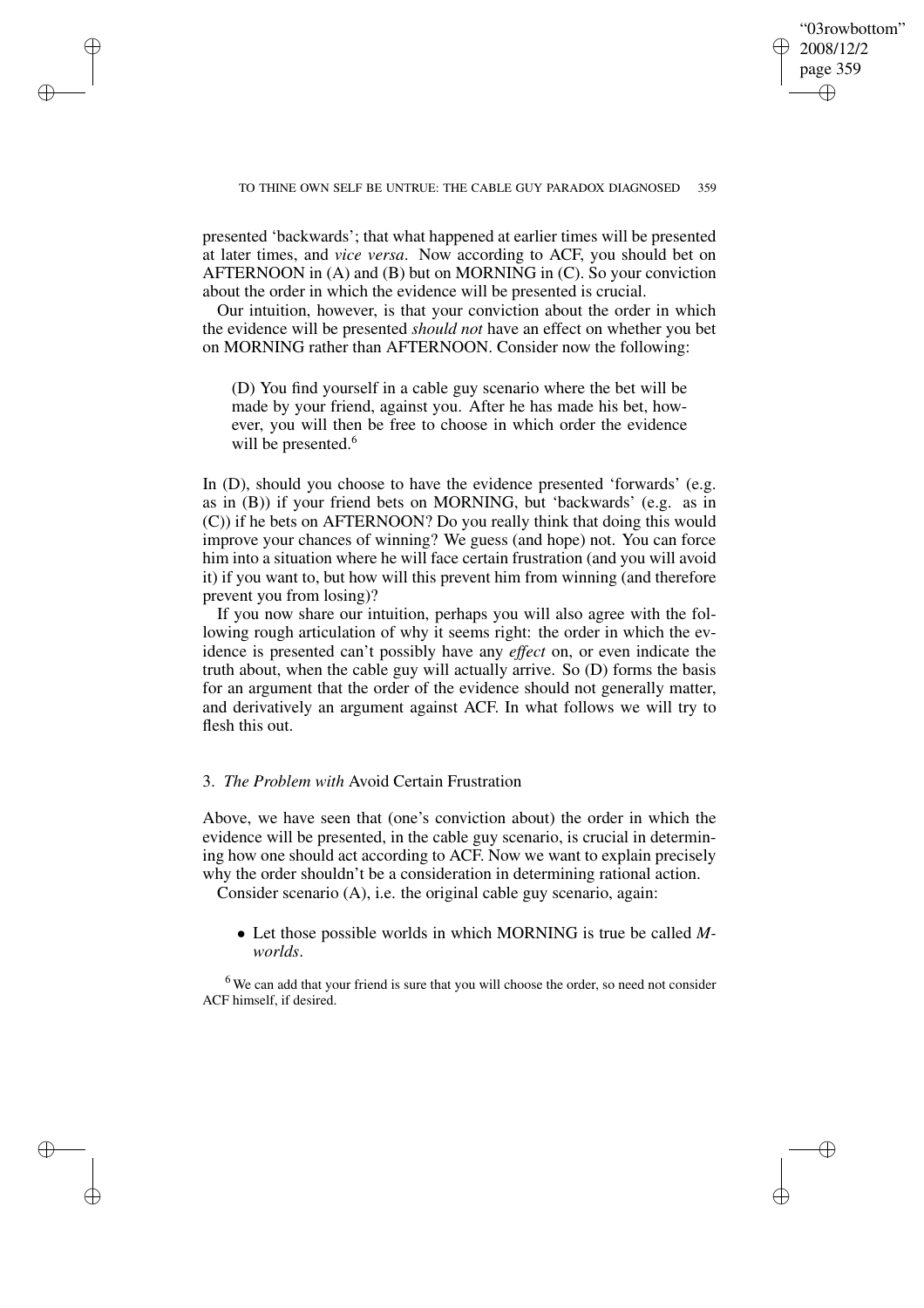presented 'backwards'; that what happened at earlier times will be presented at later times, and *vice versa*. Now according to ACF, you should bet on AFTERNOON in (A) and (B) but on MORNING in (C). So your conviction about the order in which the evidence will be presented is crucial.

Our intuition, however, is that your conviction about the order in which the evidence will be presented *should not* have an effect on whether you bet on MORNING rather than AFTERNOON. Consider now the following:

> (D) You find yourself in a cable guy scenario where the bet will be made by your friend, against you. After he has made his bet, however, you will then be free to choose in which order the evidence will be presented.[6]

In (D), should you choose to have the evidence presented 'forwards' (e.g. as in (B)) if your friend bets on MORNING, but 'backwards' (e.g. as in (C)) if he bets on AFTERNOON? Do you really think that doing this would improve your chances of winning? We guess (and hope) not. You can force him into a situation where he will face certain frustration (and you will avoid it) if you want to, but how will this prevent him from winning (and therefore prevent you from losing)?

If you now share our intuition, perhaps you will also agree with the following rough articulation of why it seems right: the order in which the evidence is presented can't possibly have any *effect* on, or even indicate the truth about, when the cable guy will actually arrive. So (D) forms the basis for an argument that the order of the evidence should not generally matter, and derivatively an argument against ACF. In what follows we will try to flesh this out.

## 3. *The Problem with* Avoid Certain Frustration

Above, we have seen that (one's conviction about) the order in which the evidence will be presented, in the cable guy scenario, is crucial in determining how one should act according to ACF. Now we want to explain precisely why the order shouldn't be a consideration in determining rational action.

Consider scenario (A), i.e. the original cable guy scenario, again:

- Let those possible worlds in which MORNING is true be called *M-worlds*.

[6] We can add that your friend is sure that you will choose the order, so need not consider ACF himself, if desired.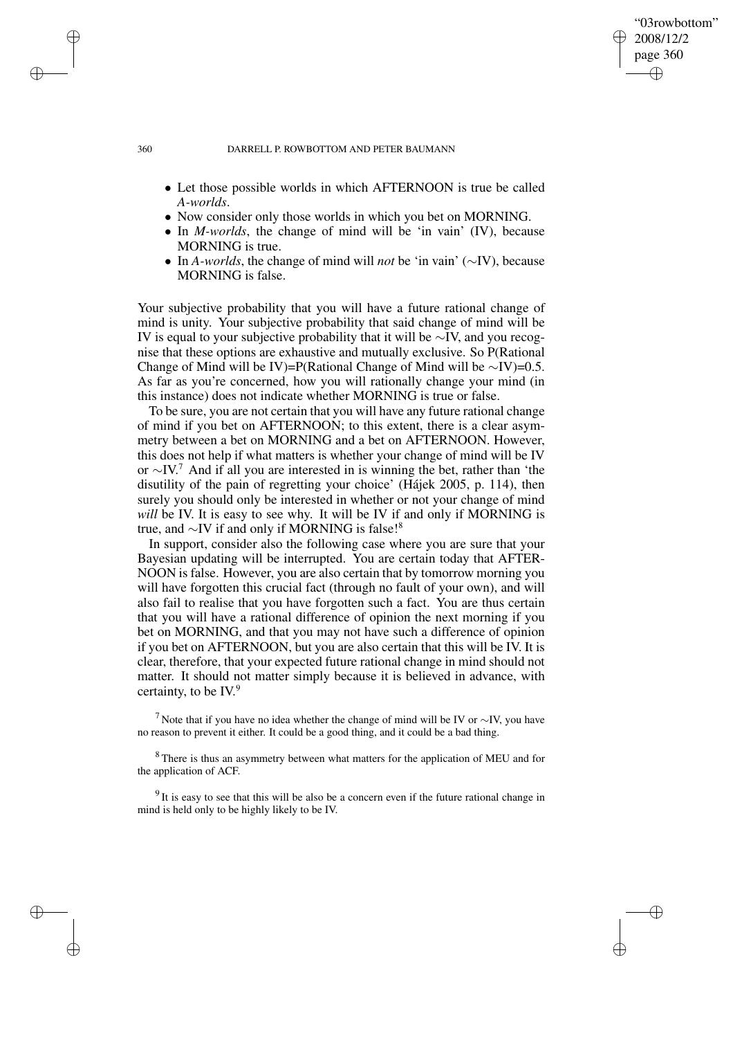- Let those possible worlds in which AFTERNOON is true be called *A-worlds*.
- Now consider only those worlds in which you bet on MORNING.
- In *M-worlds*, the change of mind will be 'in vain' (IV), because MORNING is true.
- In *A-worlds*, the change of mind will *not* be 'in vain' (∼IV), because MORNING is false.

Your subjective probability that you will have a future rational change of mind is unity. Your subjective probability that said change of mind will be IV is equal to your subjective probability that it will be ∼IV, and you recognise that these options are exhaustive and mutually exclusive. So P(Rational Change of Mind will be IV)=P(Rational Change of Mind will be ∼IV)=0.5. As far as you're concerned, how you will rationally change your mind (in this instance) does not indicate whether MORNING is true or false.

To be sure, you are not certain that you will have any future rational change of mind if you bet on AFTERNOON; to this extent, there is a clear asymmetry between a bet on MORNING and a bet on AFTERNOON. However, this does not help if what matters is whether your change of mind will be IV or ∼IV.[7] And if all you are interested in is winning the bet, rather than 'the disutility of the pain of regretting your choice' (Hájek 2005, p. 114), then surely you should only be interested in whether or not your change of mind *will* be IV. It is easy to see why. It will be IV if and only if MORNING is true, and ∼IV if and only if MORNING is false![8]

In support, consider also the following case where you are sure that your Bayesian updating will be interrupted. You are certain today that AFTERNOON is false. However, you are also certain that by tomorrow morning you will have forgotten this crucial fact (through no fault of your own), and will also fail to realise that you have forgotten such a fact. You are thus certain that you will have a rational difference of opinion the next morning if you bet on MORNING, and that you may not have such a difference of opinion if you bet on AFTERNOON, but you are also certain that this will be IV. It is clear, therefore, that your expected future rational change in mind should not matter. It should not matter simply because it is believed in advance, with certainty, to be IV.[9]

[7] Note that if you have no idea whether the change of mind will be IV or ∼IV, you have no reason to prevent it either. It could be a good thing, and it could be a bad thing.

[8] There is thus an asymmetry between what matters for the application of MEU and for the application of ACF.

[9] It is easy to see that this will be also be a concern even if the future rational change in mind is held only to be highly likely to be IV.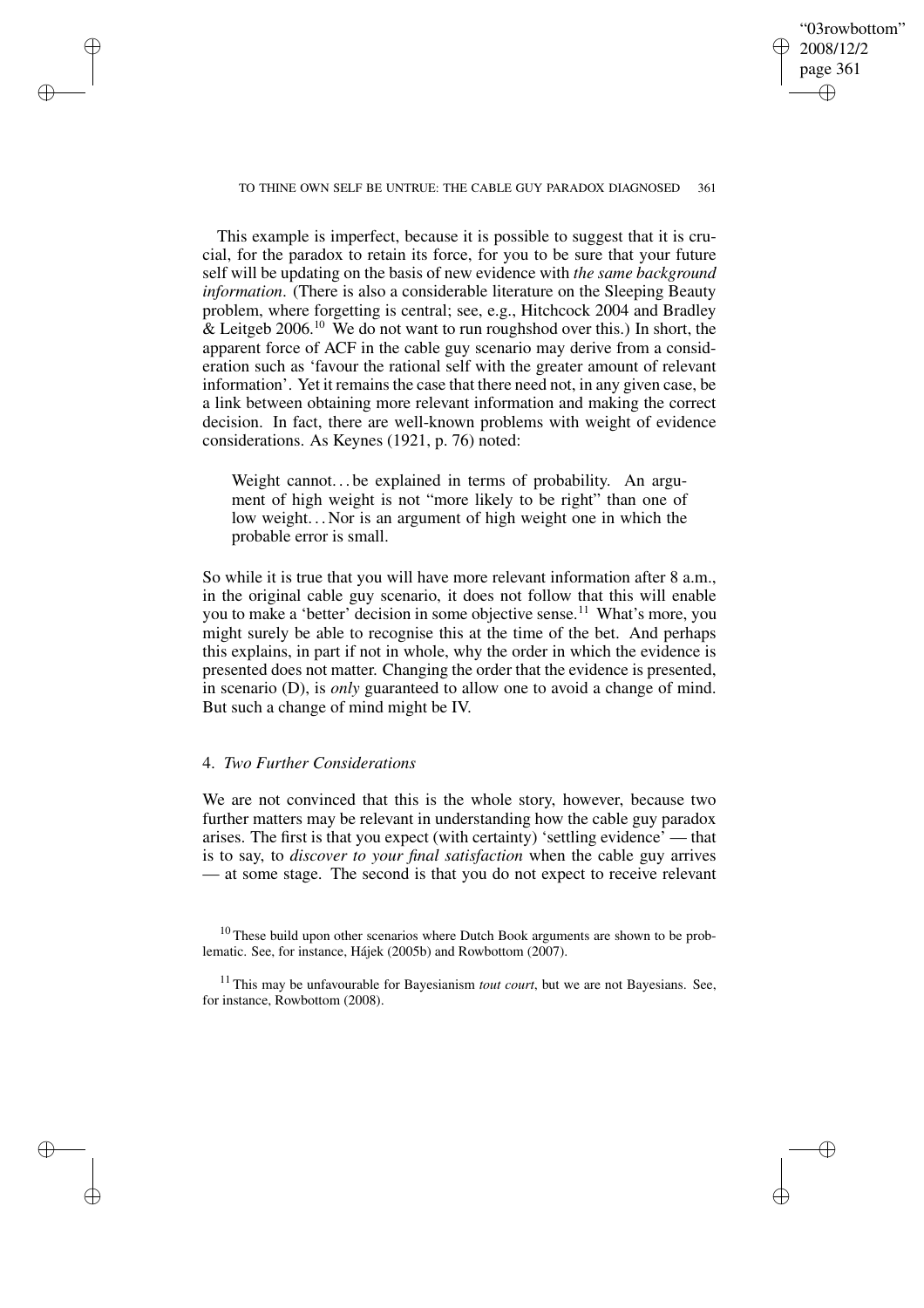This example is imperfect, because it is possible to suggest that it is crucial, for the paradox to retain its force, for you to be sure that your future self will be updating on the basis of new evidence with *the same background information*. (There is also a considerable literature on the Sleeping Beauty problem, where forgetting is central; see, e.g., Hitchcock 2004 and Bradley & Leitgeb 2006.[10] We do not want to run roughshod over this.) In short, the apparent force of ACF in the cable guy scenario may derive from a consideration such as 'favour the rational self with the greater amount of relevant information'. Yet it remains the case that there need not, in any given case, be a link between obtaining more relevant information and making the correct decision. In fact, there are well-known problems with weight of evidence considerations. As Keynes (1921, p. 76) noted:

> Weight cannot... be explained in terms of probability. An argument of high weight is not "more likely to be right" than one of low weight... Nor is an argument of high weight one in which the probable error is small.

So while it is true that you will have more relevant information after 8 a.m., in the original cable guy scenario, it does not follow that this will enable you to make a 'better' decision in some objective sense.[11] What's more, you might surely be able to recognise this at the time of the bet. And perhaps this explains, in part if not in whole, why the order in which the evidence is presented does not matter. Changing the order that the evidence is presented, in scenario (D), is *only* guaranteed to allow one to avoid a change of mind. But such a change of mind might be IV.

## 4. *Two Further Considerations*

We are not convinced that this is the whole story, however, because two further matters may be relevant in understanding how the cable guy paradox arises. The first is that you expect (with certainty) 'settling evidence' — that is to say, to *discover to your final satisfaction* when the cable guy arrives — at some stage. The second is that you do not expect to receive relevant

[10] These build upon other scenarios where Dutch Book arguments are shown to be problematic. See, for instance, Hájek (2005b) and Rowbottom (2007).

[11] This may be unfavourable for Bayesianism *tout court*, but we are not Bayesians. See, for instance, Rowbottom (2008).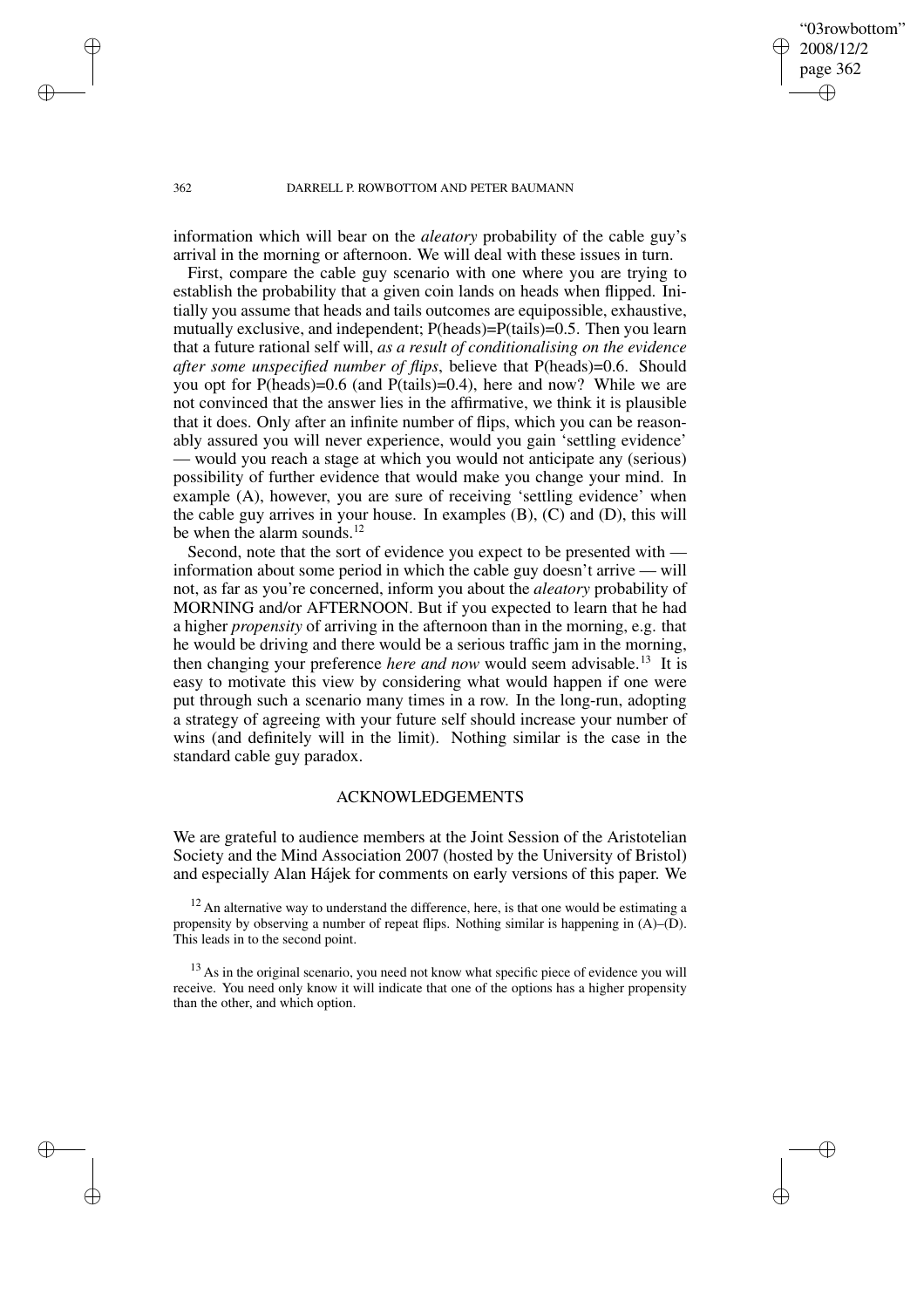information which will bear on the *aleatory* probability of the cable guy's arrival in the morning or afternoon. We will deal with these issues in turn.

First, compare the cable guy scenario with one where you are trying to establish the probability that a given coin lands on heads when flipped. Initially you assume that heads and tails outcomes are equipossible, exhaustive, mutually exclusive, and independent; P(heads)=P(tails)=0.5. Then you learn that a future rational self will, *as a result of conditionalising on the evidence after some unspecified number of flips*, believe that P(heads)=0.6. Should you opt for P(heads)=0.6 (and P(tails)=0.4), here and now? While we are not convinced that the answer lies in the affirmative, we think it is plausible that it does. Only after an infinite number of flips, which you can be reasonably assured you will never experience, would you gain 'settling evidence' — would you reach a stage at which you would not anticipate any (serious) possibility of further evidence that would make you change your mind. In example (A), however, you are sure of receiving 'settling evidence' when the cable guy arrives in your house. In examples (B), (C) and (D), this will be when the alarm sounds.[12]

Second, note that the sort of evidence you expect to be presented with — information about some period in which the cable guy doesn't arrive — will not, as far as you're concerned, inform you about the *aleatory* probability of MORNING and/or AFTERNOON. But if you expected to learn that he had a higher *propensity* of arriving in the afternoon than in the morning, e.g. that he would be driving and there would be a serious traffic jam in the morning, then changing your preference *here and now* would seem advisable.[13] It is easy to motivate this view by considering what would happen if one were put through such a scenario many times in a row. In the long-run, adopting a strategy of agreeing with your future self should increase your number of wins (and definitely will in the limit). Nothing similar is the case in the standard cable guy paradox.

## ACKNOWLEDGEMENTS

We are grateful to audience members at the Joint Session of the Aristotelian Society and the Mind Association 2007 (hosted by the University of Bristol) and especially Alan Hájek for comments on early versions of this paper. We

[12] An alternative way to understand the difference, here, is that one would be estimating a propensity by observing a number of repeat flips. Nothing similar is happening in (A)–(D). This leads in to the second point.

[13] As in the original scenario, you need not know what specific piece of evidence you will receive. You need only know it will indicate that one of the options has a higher propensity than the other, and which option.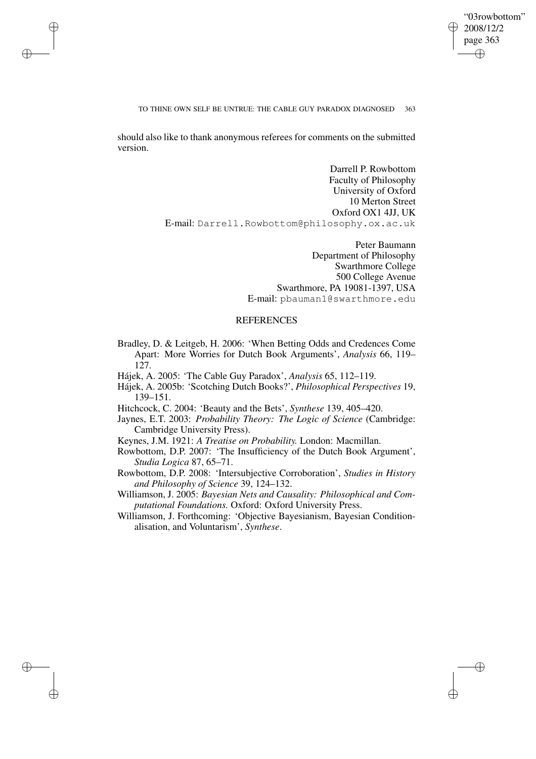should also like to thank anonymous referees for comments on the submitted version.

Darrell P. Rowbottom
Faculty of Philosophy
University of Oxford
10 Merton Street
Oxford OX1 4JJ, UK
E-mail: Darrell.Rowbottom@philosophy.ox.ac.uk

Peter Baumann
Department of Philosophy
Swarthmore College
500 College Avenue
Swarthmore, PA 19081-1397, USA
E-mail: pbauman1@swarthmore.edu

## REFERENCES

Bradley, D. & Leitgeb, H. 2006: 'When Betting Odds and Credences Come Apart: More Worries for Dutch Book Arguments', *Analysis* 66, 119–127.

Hájek, A. 2005: 'The Cable Guy Paradox', *Analysis* 65, 112–119.

Hájek, A. 2005b: 'Scotching Dutch Books?', *Philosophical Perspectives* 19, 139–151.

Hitchcock, C. 2004: 'Beauty and the Bets', *Synthese* 139, 405–420.

Jaynes, E.T. 2003: *Probability Theory: The Logic of Science* (Cambridge: Cambridge University Press).

Keynes, J.M. 1921: *A Treatise on Probability.* London: Macmillan.

Rowbottom, D.P. 2007: 'The Insufficiency of the Dutch Book Argument', *Studia Logica* 87, 65–71.

Rowbottom, D.P. 2008: 'Intersubjective Corroboration', *Studies in History and Philosophy of Science* 39, 124–132.

Williamson, J. 2005: *Bayesian Nets and Causality: Philosophical and Computational Foundations.* Oxford: Oxford University Press.

Williamson, J. Forthcoming: 'Objective Bayesianism, Bayesian Conditionalisation, and Voluntarism', *Synthese*.